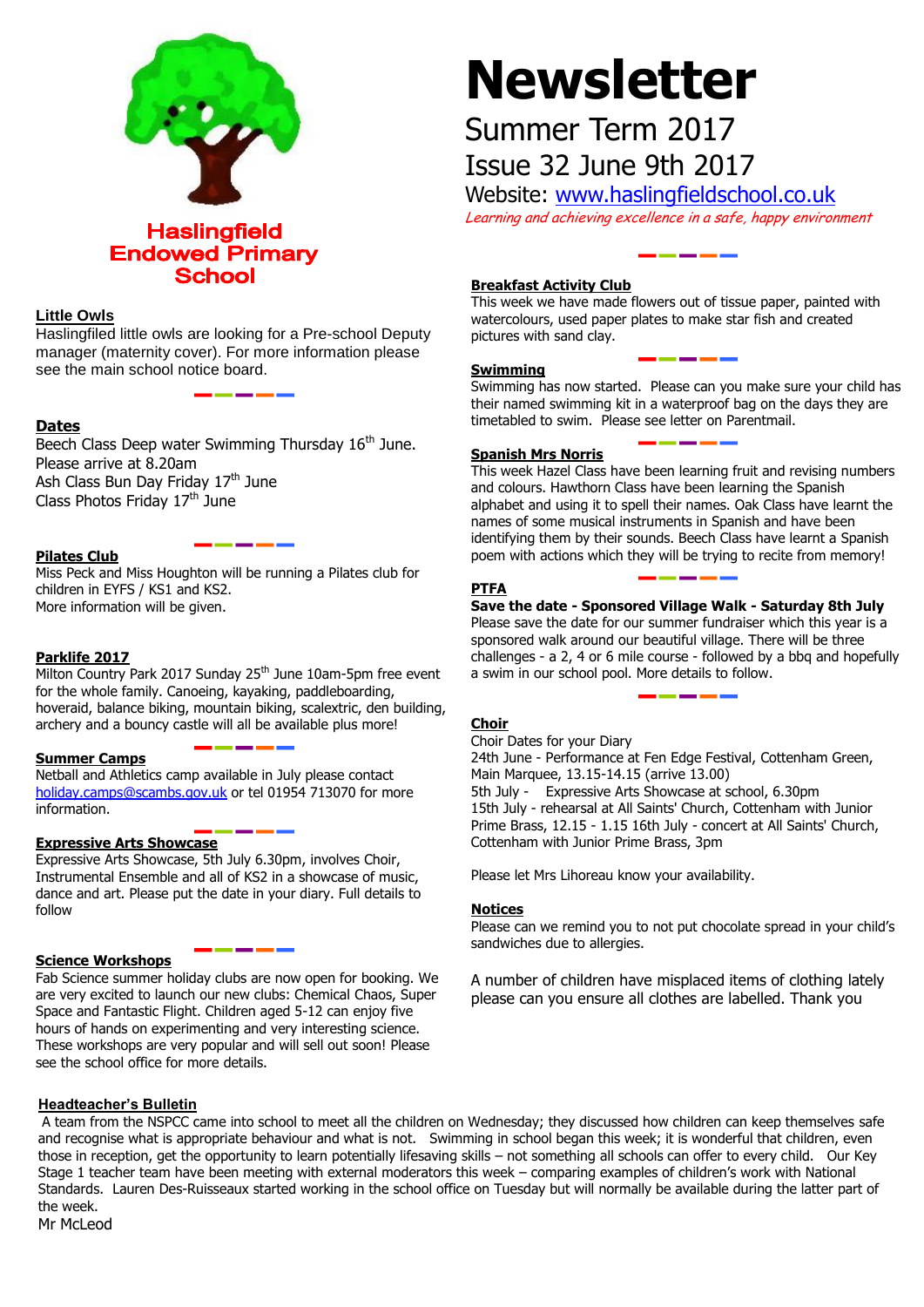# Haslingfield Endowed Primary School

# Newsletter

## Summer Term 2017

## Issue 32 June 9th 2017

Website: www.haslingfieldschool.co.uk

*Learning and achieving excellence in a safe, happy environment*

### Little Owls

Haslingfiled little owls are looking for a Pre-school Deputy manager (maternity cover). For more information please see the main school notice board.

### Dates

Beech Class Deep water Swimming Thursday 16th June. Please arrive at 8.20am

Ash Class Bun Day Friday 17th June

Class Photos Friday 17th June

### Pilates Club

Miss Peck and Miss Houghton will be running a Pilates club for children in EYFS / KS1 and KS2.

More information will be given.

### Parklife 2017

Milton Country Park 2017 Sunday 25th June 10am-5pm free event for the whole family. Canoeing, kayaking, paddleboarding, hoveraid, balance biking, mountain biking, scalextric, den building, archery and a bouncy castle will all be available plus more!

### Summer Camps

Netball and Athletics camp available in July please contact holiday.camps@scambs.gov.uk or tel 01954 713070 for more information.

### Expressive Arts Showcase

Expressive Arts Showcase, 5th July 6.30pm, involves Choir, Instrumental Ensemble and all of KS2 in a showcase of music, dance and art. Please put the date in your diary. Full details to follow

### Science Workshops

Fab Science summer holiday clubs are now open for booking. We are very excited to launch our new clubs: Chemical Chaos, Super Space and Fantastic Flight. Children aged 5-12 can enjoy five hours of hands on experimenting and very interesting science. These workshops are very popular and will sell out soon! Please see the school office for more details.

### Breakfast Activity Club

This week we have made flowers out of tissue paper, painted with watercolours, used paper plates to make star fish and created pictures with sand clay.

### Swimming

Swimming has now started. Please can you make sure your child has their named swimming kit in a waterproof bag on the days they are timetabled to swim. Please see letter on Parentmail.

### Spanish Mrs Norris

This week Hazel Class have been learning fruit and revising numbers and colours. Hawthorn Class have been learning the Spanish alphabet and using it to spell their names. Oak Class have learnt the names of some musical instruments in Spanish and have been identifying them by their sounds. Beech Class have learnt a Spanish poem with actions which they will be trying to recite from memory!

### PTFA

**Save the date - Sponsored Village Walk - Saturday 8th July**

Please save the date for our summer fundraiser which this year is a sponsored walk around our beautiful village. There will be three challenges - a 2, 4 or 6 mile course - followed by a bbq and hopefully a swim in our school pool. More details to follow.

### Choir

Choir Dates for your Diary

24th June - Performance at Fen Edge Festival, Cottenham Green, Main Marquee, 13.15-14.15 (arrive 13.00)

5th July - Expressive Arts Showcase at school, 6.30pm

15th July - rehearsal at All Saints' Church, Cottenham with Junior Prime Brass, 12.15 - 1.15 16th July - concert at All Saints' Church, Cottenham with Junior Prime Brass, 3pm

Please let Mrs Lihoreau know your availability.

### Notices

Please can we remind you to not put chocolate spread in your child's sandwiches due to allergies.

A number of children have misplaced items of clothing lately please can you ensure all clothes are labelled. Thank you

### Headteacher's Bulletin

A team from the NSPCC came into school to meet all the children on Wednesday; they discussed how children can keep themselves safe and recognise what is appropriate behaviour and what is not. Swimming in school began this week; it is wonderful that children, even those in reception, get the opportunity to learn potentially lifesaving skills – not something all schools can offer to every child. Our Key Stage 1 teacher team have been meeting with external moderators this week – comparing examples of children's work with National Standards. Lauren Des-Ruisseaux started working in the school office on Tuesday but will normally be available during the latter part of the week.

Mr McLeod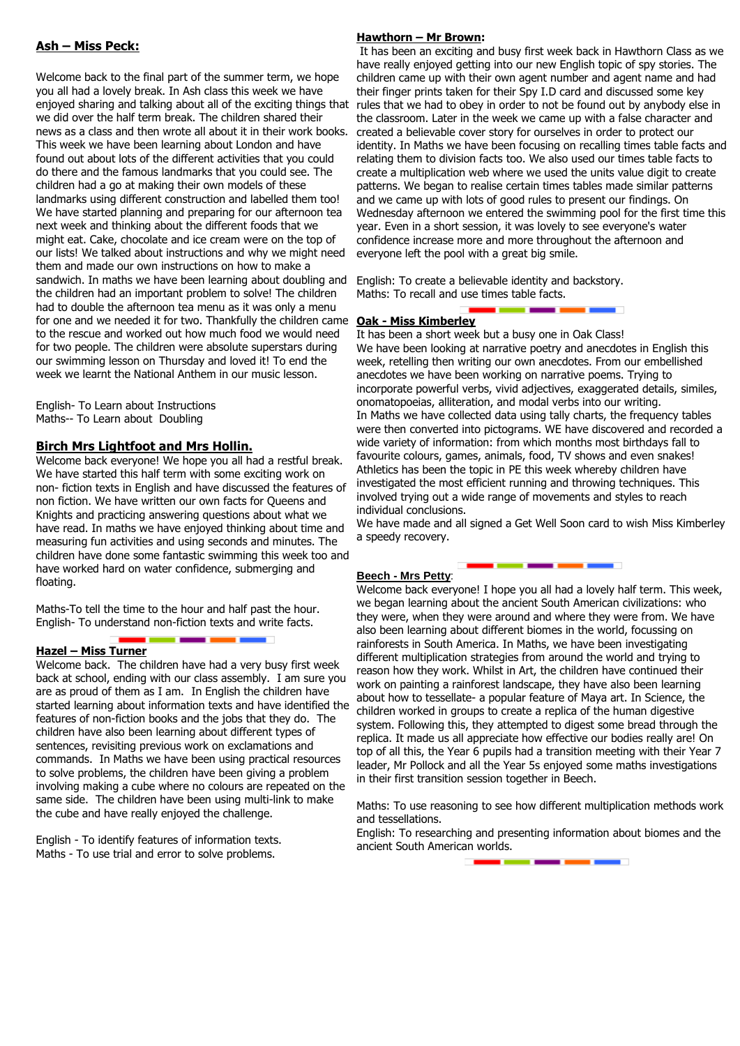## Ash – Miss Peck:

Welcome back to the final part of the summer term, we hope you all had a lovely break. In Ash class this week we have enjoyed sharing and talking about all of the exciting things that we did over the half term break. The children shared their news as a class and then wrote all about it in their work books. This week we have been learning about London and have found out about lots of the different activities that you could do there and the famous landmarks that you could see. The children had a go at making their own models of these landmarks using different construction and labelled them too! We have started planning and preparing for our afternoon tea next week and thinking about the different foods that we might eat. Cake, chocolate and ice cream were on the top of our lists! We talked about instructions and why we might need them and made our own instructions on how to make a sandwich. In maths we have been learning about doubling and the children had an important problem to solve! The children had to double the afternoon tea menu as it was only a menu for one and we needed it for two. Thankfully the children came to the rescue and worked out how much food we would need for two people. The children were absolute superstars during our swimming lesson on Thursday and loved it! To end the week we learnt the National Anthem in our music lesson.

English- To Learn about Instructions
Maths-- To Learn about Doubling

## Birch Mrs Lightfoot and Mrs Hollin.

Welcome back everyone! We hope you all had a restful break. We have started this half term with some exciting work on non- fiction texts in English and have discussed the features of non fiction. We have written our own facts for Queens and Knights and practicing answering questions about what we have read. In maths we have enjoyed thinking about time and measuring fun activities and using seconds and minutes. The children have done some fantastic swimming this week too and have worked hard on water confidence, submerging and floating.

Maths-To tell the time to the hour and half past the hour.
English- To understand non-fiction texts and write facts.

## Hazel – Miss Turner

Welcome back. The children have had a very busy first week back at school, ending with our class assembly. I am sure you are as proud of them as I am. In English the children have started learning about information texts and have identified the features of non-fiction books and the jobs that they do. The children have also been learning about different types of sentences, revisiting previous work on exclamations and commands. In Maths we have been using practical resources to solve problems, the children have been giving a problem involving making a cube where no colours are repeated on the same side. The children have been using multi-link to make the cube and have really enjoyed the challenge.

English - To identify features of information texts.
Maths - To use trial and error to solve problems.

## Hawthorn – Mr Brown:

It has been an exciting and busy first week back in Hawthorn Class as we have really enjoyed getting into our new English topic of spy stories. The children came up with their own agent number and agent name and had their finger prints taken for their Spy I.D card and discussed some key rules that we had to obey in order to not be found out by anybody else in the classroom. Later in the week we came up with a false character and created a believable cover story for ourselves in order to protect our identity. In Maths we have been focusing on recalling times table facts and relating them to division facts too. We also used our times table facts to create a multiplication web where we used the units value digit to create patterns. We began to realise certain times tables made similar patterns and we came up with lots of good rules to present our findings. On Wednesday afternoon we entered the swimming pool for the first time this year. Even in a short session, it was lovely to see everyone's water confidence increase more and more throughout the afternoon and everyone left the pool with a great big smile.

English: To create a believable identity and backstory.
Maths: To recall and use times table facts.

## Oak - Miss Kimberley

It has been a short week but a busy one in Oak Class!
We have been looking at narrative poetry and anecdotes in English this week, retelling then writing our own anecdotes. From our embellished anecdotes we have been working on narrative poems. Trying to incorporate powerful verbs, vivid adjectives, exaggerated details, similes, onomatopoeias, alliteration, and modal verbs into our writing.
In Maths we have collected data using tally charts, the frequency tables were then converted into pictograms. WE have discovered and recorded a wide variety of information: from which months most birthdays fall to favourite colours, games, animals, food, TV shows and even snakes!
Athletics has been the topic in PE this week whereby children have investigated the most efficient running and throwing techniques. This involved trying out a wide range of movements and styles to reach individual conclusions.
We have made and all signed a Get Well Soon card to wish Miss Kimberley a speedy recovery.

## Beech - Mrs Petty:

Welcome back everyone! I hope you all had a lovely half term. This week, we began learning about the ancient South American civilizations: who they were, when they were around and where they were from. We have also been learning about different biomes in the world, focussing on rainforests in South America. In Maths, we have been investigating different multiplication strategies from around the world and trying to reason how they work. Whilst in Art, the children have continued their work on painting a rainforest landscape, they have also been learning about how to tessellate- a popular feature of Maya art. In Science, the children worked in groups to create a replica of the human digestive system. Following this, they attempted to digest some bread through the replica. It made us all appreciate how effective our bodies really are! On top of all this, the Year 6 pupils had a transition meeting with their Year 7 leader, Mr Pollock and all the Year 5s enjoyed some maths investigations in their first transition session together in Beech.

Maths: To use reasoning to see how different multiplication methods work and tessellations.
English: To researching and presenting information about biomes and the ancient South American worlds.